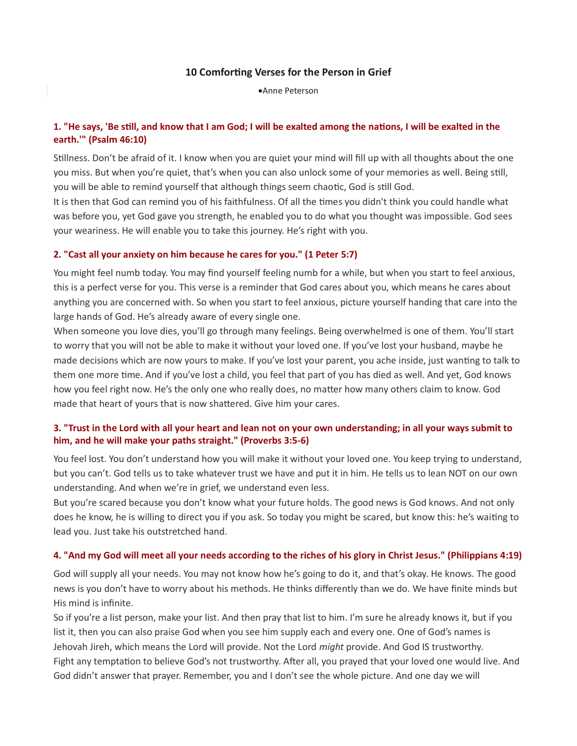# 10 Comforting Verses for the Person in Grief

•Anne Peterson

### 1. "He says, 'Be still, and know that I am God; I will be exalted among the nations, I will be exalted in the earth.'" (Psalm 46:10)

Stillness. Don't be afraid of it. I know when you are quiet your mind will fill up with all thoughts about the one you miss. But when you're quiet, that's when you can also unlock some of your memories as well. Being still, you will be able to remind yourself that although things seem chaotic, God is still God.
It is then that God can remind you of his faithfulness. Of all the times you didn't think you could handle what was before you, yet God gave you strength, he enabled you to do what you thought was impossible. God sees your weariness. He will enable you to take this journey. He's right with you.

### 2. "Cast all your anxiety on him because he cares for you." (1 Peter 5:7)

You might feel numb today. You may find yourself feeling numb for a while, but when you start to feel anxious, this is a perfect verse for you. This verse is a reminder that God cares about you, which means he cares about anything you are concerned with. So when you start to feel anxious, picture yourself handing that care into the large hands of God. He's already aware of every single one.
When someone you love dies, you'll go through many feelings. Being overwhelmed is one of them. You'll start to worry that you will not be able to make it without your loved one. If you've lost your husband, maybe he made decisions which are now yours to make. If you've lost your parent, you ache inside, just wanting to talk to them one more time. And if you've lost a child, you feel that part of you has died as well. And yet, God knows how you feel right now. He's the only one who really does, no matter how many others claim to know. God made that heart of yours that is now shattered. Give him your cares.

### 3. "Trust in the Lord with all your heart and lean not on your own understanding; in all your ways submit to him, and he will make your paths straight." (Proverbs 3:5-6)

You feel lost. You don't understand how you will make it without your loved one. You keep trying to understand, but you can't. God tells us to take whatever trust we have and put it in him. He tells us to lean NOT on our own understanding. And when we're in grief, we understand even less.
But you're scared because you don't know what your future holds. The good news is God knows. And not only does he know, he is willing to direct you if you ask. So today you might be scared, but know this: he's waiting to lead you. Just take his outstretched hand.

### 4. "And my God will meet all your needs according to the riches of his glory in Christ Jesus." (Philippians 4:19)

God will supply all your needs. You may not know how he's going to do it, and that's okay. He knows. The good news is you don't have to worry about his methods. He thinks differently than we do. We have finite minds but His mind is infinite.
So if you're a list person, make your list. And then pray that list to him. I'm sure he already knows it, but if you list it, then you can also praise God when you see him supply each and every one. One of God's names is Jehovah Jireh, which means the Lord will provide. Not the Lord *might* provide. And God IS trustworthy.
Fight any temptation to believe God's not trustworthy. After all, you prayed that your loved one would live. And God didn't answer that prayer. Remember, you and I don't see the whole picture. And one day we will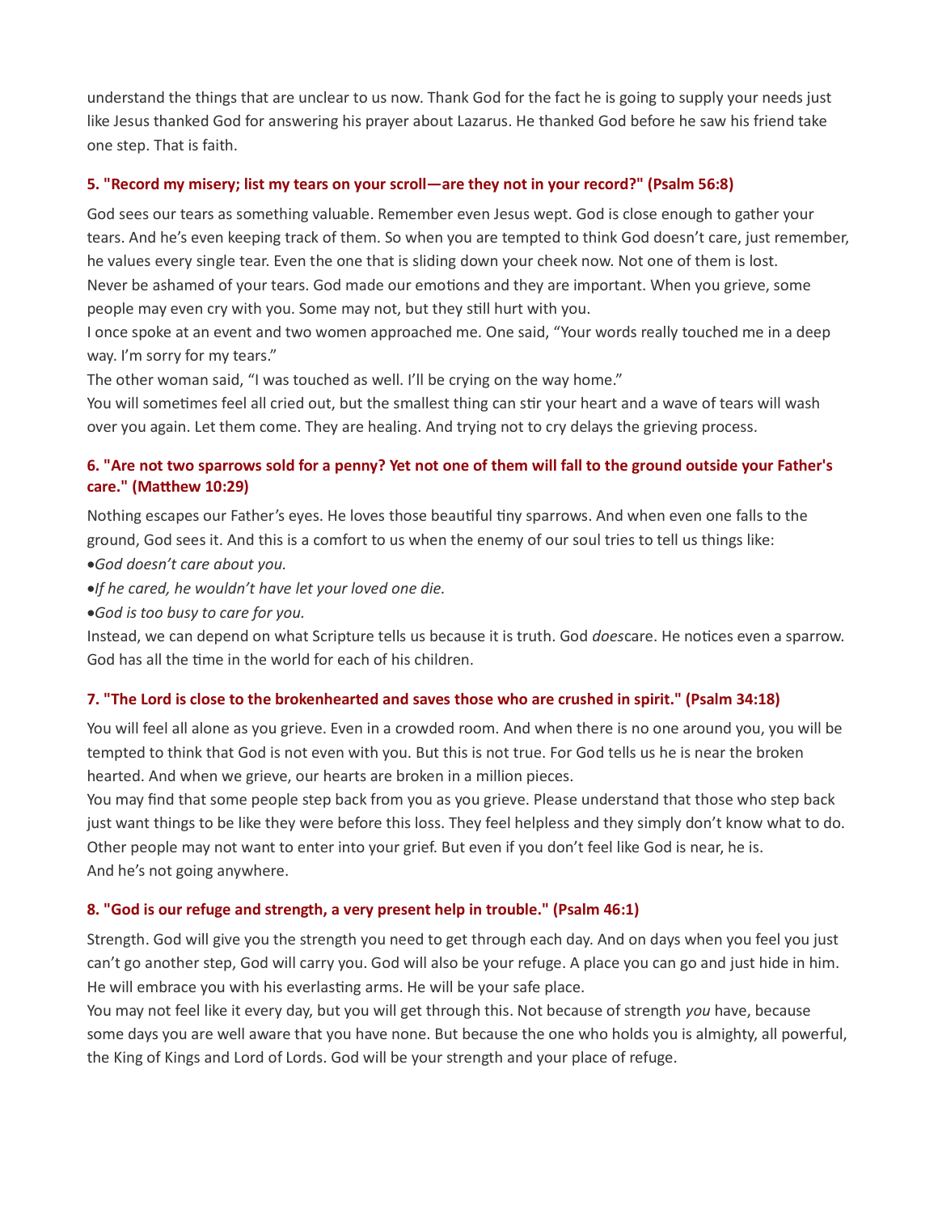understand the things that are unclear to us now. Thank God for the fact he is going to supply your needs just like Jesus thanked God for answering his prayer about Lazarus. He thanked God before he saw his friend take one step. That is faith.

### 5. "Record my misery; list my tears on your scroll—are they not in your record?" (Psalm 56:8)

God sees our tears as something valuable. Remember even Jesus wept. God is close enough to gather your tears. And he's even keeping track of them. So when you are tempted to think God doesn't care, just remember, he values every single tear. Even the one that is sliding down your cheek now. Not one of them is lost.
Never be ashamed of your tears. God made our emotions and they are important. When you grieve, some people may even cry with you. Some may not, but they still hurt with you.
I once spoke at an event and two women approached me. One said, "Your words really touched me in a deep way. I'm sorry for my tears."
The other woman said, "I was touched as well. I'll be crying on the way home."
You will sometimes feel all cried out, but the smallest thing can stir your heart and a wave of tears will wash over you again. Let them come. They are healing. And trying not to cry delays the grieving process.

### 6. "Are not two sparrows sold for a penny? Yet not one of them will fall to the ground outside your Father's care." (Matthew 10:29)

Nothing escapes our Father's eyes. He loves those beautiful tiny sparrows. And when even one falls to the ground, God sees it. And this is a comfort to us when the enemy of our soul tries to tell us things like:

- *God doesn't care about you.*
- *If he cared, he wouldn't have let your loved one die.*
- *God is too busy to care for you.*

Instead, we can depend on what Scripture tells us because it is truth. God *does*care. He notices even a sparrow. God has all the time in the world for each of his children.

### 7. "The Lord is close to the brokenhearted and saves those who are crushed in spirit." (Psalm 34:18)

You will feel all alone as you grieve. Even in a crowded room. And when there is no one around you, you will be tempted to think that God is not even with you. But this is not true. For God tells us he is near the broken hearted. And when we grieve, our hearts are broken in a million pieces.
You may find that some people step back from you as you grieve. Please understand that those who step back just want things to be like they were before this loss. They feel helpless and they simply don't know what to do. Other people may not want to enter into your grief. But even if you don't feel like God is near, he is.
And he's not going anywhere.

### 8. "God is our refuge and strength, a very present help in trouble." (Psalm 46:1)

Strength. God will give you the strength you need to get through each day. And on days when you feel you just can't go another step, God will carry you. God will also be your refuge. A place you can go and just hide in him. He will embrace you with his everlasting arms. He will be your safe place.
You may not feel like it every day, but you will get through this. Not because of strength *you* have, because some days you are well aware that you have none. But because the one who holds you is almighty, all powerful, the King of Kings and Lord of Lords. God will be your strength and your place of refuge.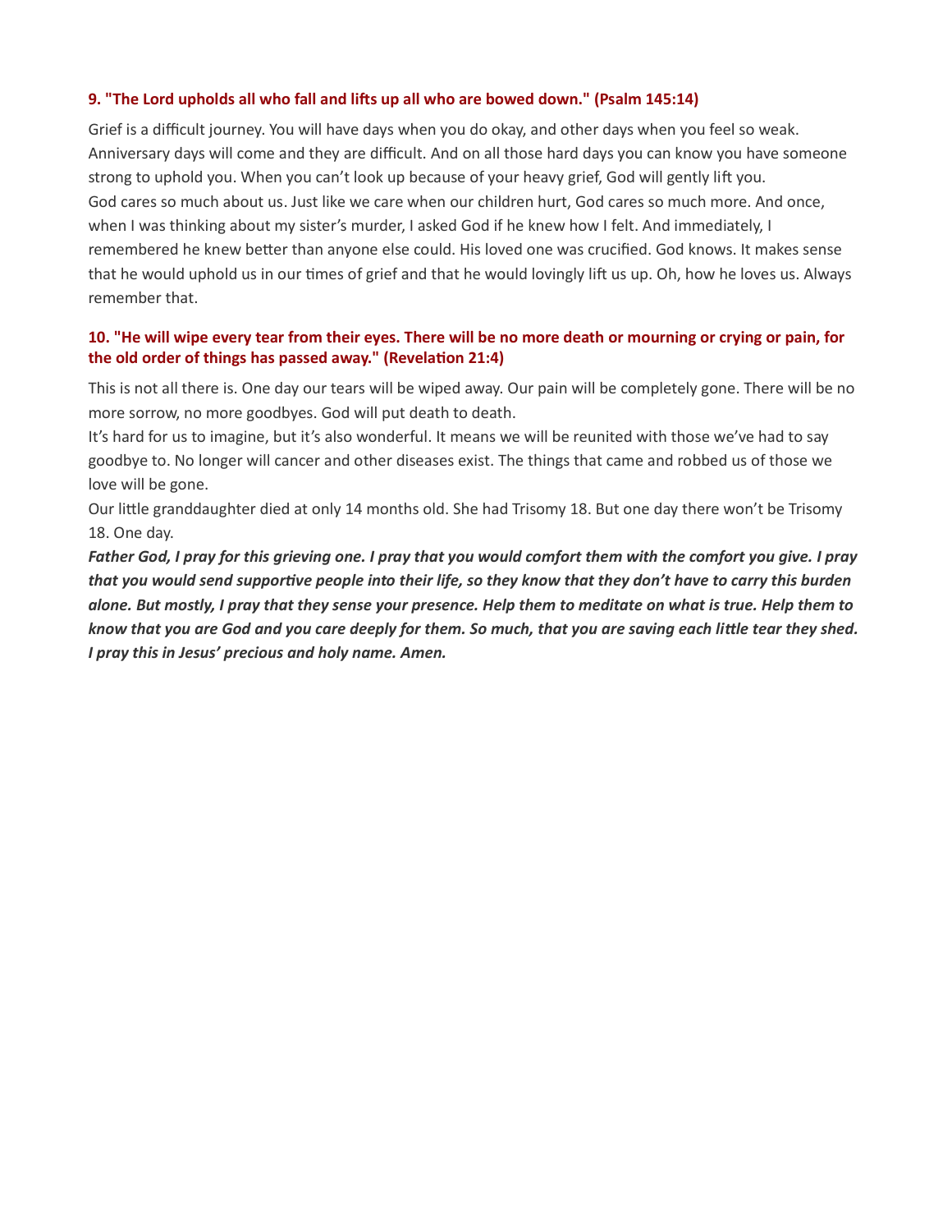### 9. "The Lord upholds all who fall and lifts up all who are bowed down." (Psalm 145:14)

Grief is a difficult journey. You will have days when you do okay, and other days when you feel so weak. Anniversary days will come and they are difficult. And on all those hard days you can know you have someone strong to uphold you. When you can't look up because of your heavy grief, God will gently lift you.

God cares so much about us. Just like we care when our children hurt, God cares so much more. And once, when I was thinking about my sister's murder, I asked God if he knew how I felt. And immediately, I remembered he knew better than anyone else could. His loved one was crucified. God knows. It makes sense that he would uphold us in our times of grief and that he would lovingly lift us up. Oh, how he loves us. Always remember that.

### 10. "He will wipe every tear from their eyes. There will be no more death or mourning or crying or pain, for the old order of things has passed away." (Revelation 21:4)

This is not all there is. One day our tears will be wiped away. Our pain will be completely gone. There will be no more sorrow, no more goodbyes. God will put death to death.

It's hard for us to imagine, but it's also wonderful. It means we will be reunited with those we've had to say goodbye to. No longer will cancer and other diseases exist. The things that came and robbed us of those we love will be gone.

Our little granddaughter died at only 14 months old. She had Trisomy 18. But one day there won't be Trisomy 18. One day.

***Father God, I pray for this grieving one. I pray that you would comfort them with the comfort you give. I pray that you would send supportive people into their life, so they know that they don't have to carry this burden alone. But mostly, I pray that they sense your presence. Help them to meditate on what is true. Help them to know that you are God and you care deeply for them. So much, that you are saving each little tear they shed. I pray this in Jesus' precious and holy name. Amen.***